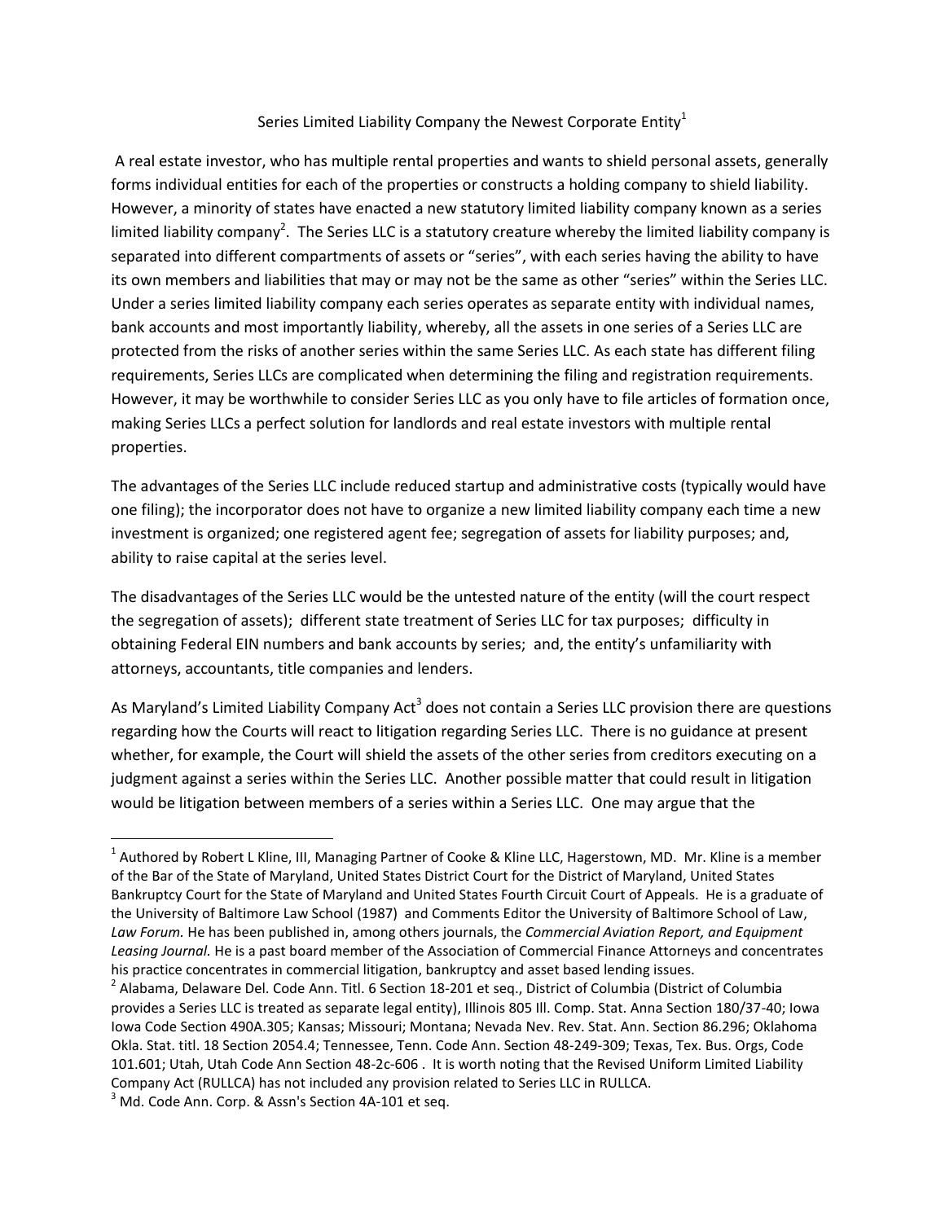# Series Limited Liability Company the Newest Corporate Entity[1]

A real estate investor, who has multiple rental properties and wants to shield personal assets, generally forms individual entities for each of the properties or constructs a holding company to shield liability. However, a minority of states have enacted a new statutory limited liability company known as a series limited liability company[2]. The Series LLC is a statutory creature whereby the limited liability company is separated into different compartments of assets or "series", with each series having the ability to have its own members and liabilities that may or may not be the same as other "series" within the Series LLC. Under a series limited liability company each series operates as separate entity with individual names, bank accounts and most importantly liability, whereby, all the assets in one series of a Series LLC are protected from the risks of another series within the same Series LLC. As each state has different filing requirements, Series LLCs are complicated when determining the filing and registration requirements. However, it may be worthwhile to consider Series LLC as you only have to file articles of formation once, making Series LLCs a perfect solution for landlords and real estate investors with multiple rental properties.

The advantages of the Series LLC include reduced startup and administrative costs (typically would have one filing); the incorporator does not have to organize a new limited liability company each time a new investment is organized; one registered agent fee; segregation of assets for liability purposes; and, ability to raise capital at the series level.

The disadvantages of the Series LLC would be the untested nature of the entity (will the court respect the segregation of assets); different state treatment of Series LLC for tax purposes; difficulty in obtaining Federal EIN numbers and bank accounts by series; and, the entity's unfamiliarity with attorneys, accountants, title companies and lenders.

As Maryland's Limited Liability Company Act[3] does not contain a Series LLC provision there are questions regarding how the Courts will react to litigation regarding Series LLC. There is no guidance at present whether, for example, the Court will shield the assets of the other series from creditors executing on a judgment against a series within the Series LLC. Another possible matter that could result in litigation would be litigation between members of a series within a Series LLC. One may argue that the

---

[1] Authored by Robert L Kline, III, Managing Partner of Cooke & Kline LLC, Hagerstown, MD. Mr. Kline is a member of the Bar of the State of Maryland, United States District Court for the District of Maryland, United States Bankruptcy Court for the State of Maryland and United States Fourth Circuit Court of Appeals. He is a graduate of the University of Baltimore Law School (1987) and Comments Editor the University of Baltimore School of Law, *Law Forum.* He has been published in, among others journals, the *Commercial Aviation Report, and Equipment Leasing Journal.* He is a past board member of the Association of Commercial Finance Attorneys and concentrates his practice concentrates in commercial litigation, bankruptcy and asset based lending issues.

[2] Alabama, Delaware Del. Code Ann. Titl. 6 Section 18-201 et seq., District of Columbia (District of Columbia provides a Series LLC is treated as separate legal entity), Illinois 805 Ill. Comp. Stat. Anna Section 180/37-40; Iowa Iowa Code Section 490A.305; Kansas; Missouri; Montana; Nevada Nev. Rev. Stat. Ann. Section 86.296; Oklahoma Okla. Stat. titl. 18 Section 2054.4; Tennessee, Tenn. Code Ann. Section 48-249-309; Texas, Tex. Bus. Orgs, Code 101.601; Utah, Utah Code Ann Section 48-2c-606 . It is worth noting that the Revised Uniform Limited Liability Company Act (RULLCA) has not included any provision related to Series LLC in RULLCA.

[3] Md. Code Ann. Corp. & Assn's Section 4A-101 et seq.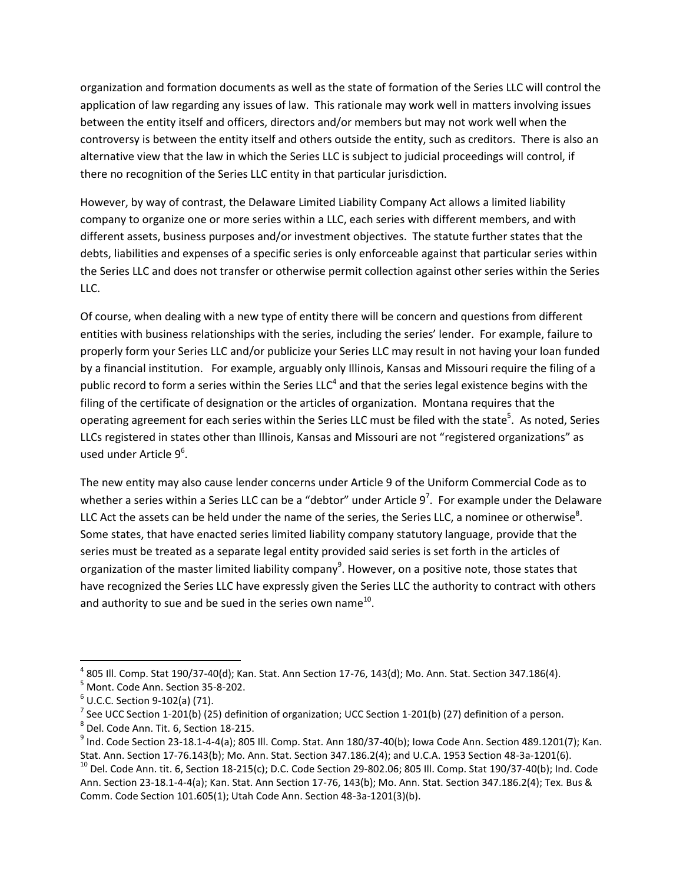organization and formation documents as well as the state of formation of the Series LLC will control the application of law regarding any issues of law. This rationale may work well in matters involving issues between the entity itself and officers, directors and/or members but may not work well when the controversy is between the entity itself and others outside the entity, such as creditors. There is also an alternative view that the law in which the Series LLC is subject to judicial proceedings will control, if there no recognition of the Series LLC entity in that particular jurisdiction.

However, by way of contrast, the Delaware Limited Liability Company Act allows a limited liability company to organize one or more series within a LLC, each series with different members, and with different assets, business purposes and/or investment objectives. The statute further states that the debts, liabilities and expenses of a specific series is only enforceable against that particular series within the Series LLC and does not transfer or otherwise permit collection against other series within the Series LLC.

Of course, when dealing with a new type of entity there will be concern and questions from different entities with business relationships with the series, including the series' lender. For example, failure to properly form your Series LLC and/or publicize your Series LLC may result in not having your loan funded by a financial institution. For example, arguably only Illinois, Kansas and Missouri require the filing of a public record to form a series within the Series LLC[4] and that the series legal existence begins with the filing of the certificate of designation or the articles of organization. Montana requires that the operating agreement for each series within the Series LLC must be filed with the state[5]. As noted, Series LLCs registered in states other than Illinois, Kansas and Missouri are not "registered organizations" as used under Article 9[6].

The new entity may also cause lender concerns under Article 9 of the Uniform Commercial Code as to whether a series within a Series LLC can be a "debtor" under Article 9[7]. For example under the Delaware LLC Act the assets can be held under the name of the series, the Series LLC, a nominee or otherwise[8]. Some states, that have enacted series limited liability company statutory language, provide that the series must be treated as a separate legal entity provided said series is set forth in the articles of organization of the master limited liability company[9]. However, on a positive note, those states that have recognized the Series LLC have expressly given the Series LLC the authority to contract with others and authority to sue and be sued in the series own name[10].

---

[4] 805 Ill. Comp. Stat 190/37-40(d); Kan. Stat. Ann Section 17-76, 143(d); Mo. Ann. Stat. Section 347.186(4).

[5] Mont. Code Ann. Section 35-8-202.

[6] U.C.C. Section 9-102(a) (71).

[7] See UCC Section 1-201(b) (25) definition of organization; UCC Section 1-201(b) (27) definition of a person.

[8] Del. Code Ann. Tit. 6, Section 18-215.

[9] Ind. Code Section 23-18.1-4-4(a); 805 Ill. Comp. Stat. Ann 180/37-40(b); Iowa Code Ann. Section 489.1201(7); Kan. Stat. Ann. Section 17-76.143(b); Mo. Ann. Stat. Section 347.186.2(4); and U.C.A. 1953 Section 48-3a-1201(6).

[10] Del. Code Ann. tit. 6, Section 18-215(c); D.C. Code Section 29-802.06; 805 Ill. Comp. Stat 190/37-40(b); Ind. Code Ann. Section 23-18.1-4-4(a); Kan. Stat. Ann Section 17-76, 143(b); Mo. Ann. Stat. Section 347.186.2(4); Tex. Bus & Comm. Code Section 101.605(1); Utah Code Ann. Section 48-3a-1201(3)(b).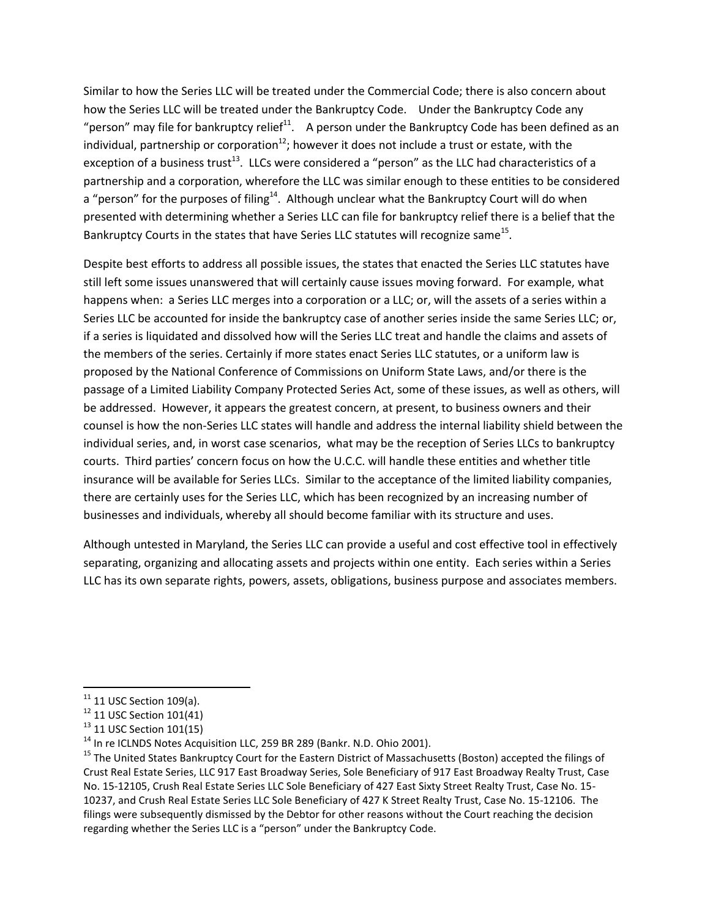Similar to how the Series LLC will be treated under the Commercial Code; there is also concern about how the Series LLC will be treated under the Bankruptcy Code. Under the Bankruptcy Code any "person" may file for bankruptcy relief[11]. A person under the Bankruptcy Code has been defined as an individual, partnership or corporation[12]; however it does not include a trust or estate, with the exception of a business trust[13]. LLCs were considered a "person" as the LLC had characteristics of a partnership and a corporation, wherefore the LLC was similar enough to these entities to be considered a "person" for the purposes of filing[14]. Although unclear what the Bankruptcy Court will do when presented with determining whether a Series LLC can file for bankruptcy relief there is a belief that the Bankruptcy Courts in the states that have Series LLC statutes will recognize same[15].

Despite best efforts to address all possible issues, the states that enacted the Series LLC statutes have still left some issues unanswered that will certainly cause issues moving forward. For example, what happens when: a Series LLC merges into a corporation or a LLC; or, will the assets of a series within a Series LLC be accounted for inside the bankruptcy case of another series inside the same Series LLC; or, if a series is liquidated and dissolved how will the Series LLC treat and handle the claims and assets of the members of the series. Certainly if more states enact Series LLC statutes, or a uniform law is proposed by the National Conference of Commissions on Uniform State Laws, and/or there is the passage of a Limited Liability Company Protected Series Act, some of these issues, as well as others, will be addressed. However, it appears the greatest concern, at present, to business owners and their counsel is how the non-Series LLC states will handle and address the internal liability shield between the individual series, and, in worst case scenarios, what may be the reception of Series LLCs to bankruptcy courts. Third parties' concern focus on how the U.C.C. will handle these entities and whether title insurance will be available for Series LLCs. Similar to the acceptance of the limited liability companies, there are certainly uses for the Series LLC, which has been recognized by an increasing number of businesses and individuals, whereby all should become familiar with its structure and uses.

Although untested in Maryland, the Series LLC can provide a useful and cost effective tool in effectively separating, organizing and allocating assets and projects within one entity. Each series within a Series LLC has its own separate rights, powers, assets, obligations, business purpose and associates members.

---

[11] 11 USC Section 109(a).

[12] 11 USC Section 101(41)

[13] 11 USC Section 101(15)

[14] In re ICLNDS Notes Acquisition LLC, 259 BR 289 (Bankr. N.D. Ohio 2001).

[15] The United States Bankruptcy Court for the Eastern District of Massachusetts (Boston) accepted the filings of Crust Real Estate Series, LLC 917 East Broadway Series, Sole Beneficiary of 917 East Broadway Realty Trust, Case No. 15-12105, Crush Real Estate Series LLC Sole Beneficiary of 427 East Sixty Street Realty Trust, Case No. 15-10237, and Crush Real Estate Series LLC Sole Beneficiary of 427 K Street Realty Trust, Case No. 15-12106. The filings were subsequently dismissed by the Debtor for other reasons without the Court reaching the decision regarding whether the Series LLC is a "person" under the Bankruptcy Code.